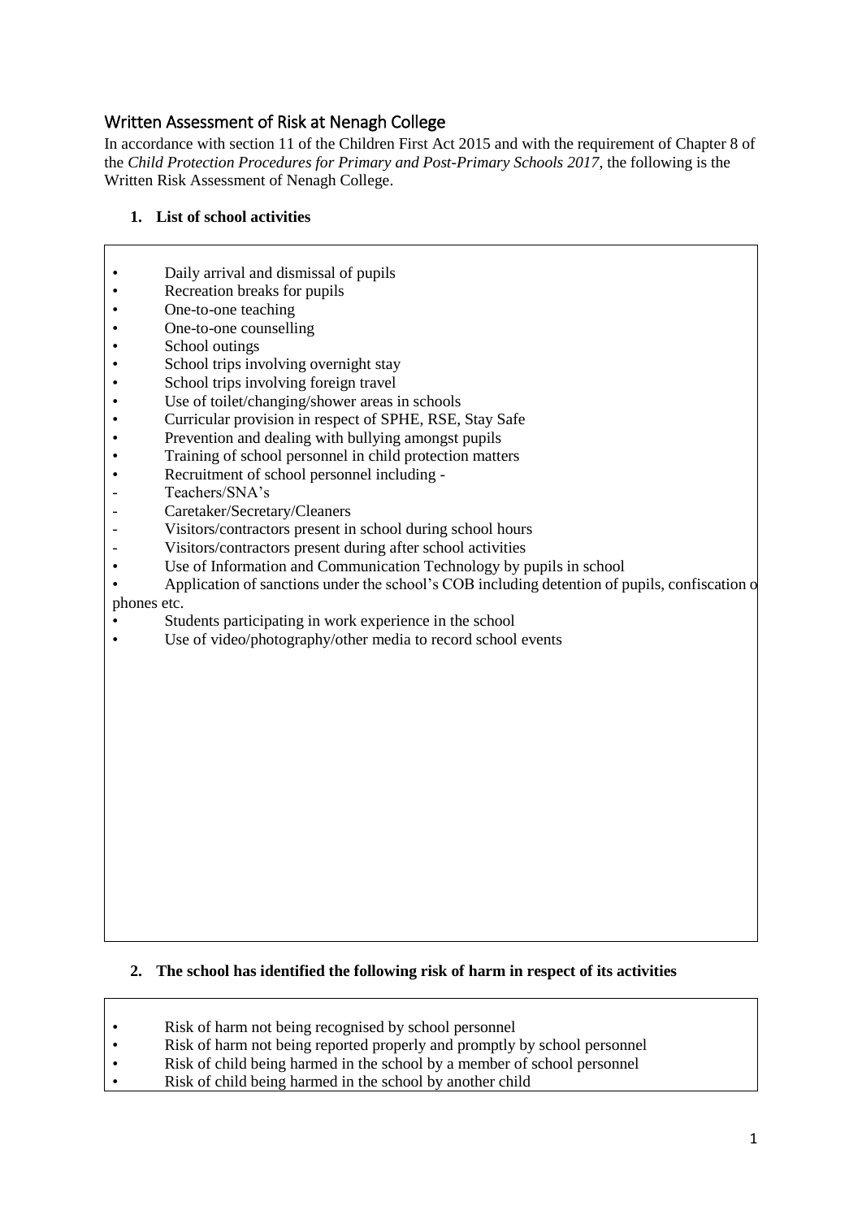## Written Assessment of Risk at Nenagh College

In accordance with section 11 of the Children First Act 2015 and with the requirement of Chapter 8 of the *Child Protection Procedures for Primary and Post-Primary Schools 2017*, the following is the Written Risk Assessment of Nenagh College.

**1. List of school activities**

- Daily arrival and dismissal of pupils
- Recreation breaks for pupils
- One-to-one teaching
- One-to-one counselling
- School outings
- School trips involving overnight stay
- School trips involving foreign travel
- Use of toilet/changing/shower areas in schools
- Curricular provision in respect of SPHE, RSE, Stay Safe
- Prevention and dealing with bullying amongst pupils
- Training of school personnel in child protection matters
- Recruitment of school personnel including -
  - Teachers/SNA's
  - Caretaker/Secretary/Cleaners
  - Visitors/contractors present in school during school hours
  - Visitors/contractors present during after school activities
- Use of Information and Communication Technology by pupils in school
- Application of sanctions under the school's COB including detention of pupils, confiscation o phones etc.
- Students participating in work experience in the school
- Use of video/photography/other media to record school events

**2. The school has identified the following risk of harm in respect of its activities**

- Risk of harm not being recognised by school personnel
- Risk of harm not being reported properly and promptly by school personnel
- Risk of child being harmed in the school by a member of school personnel
- Risk of child being harmed in the school by another child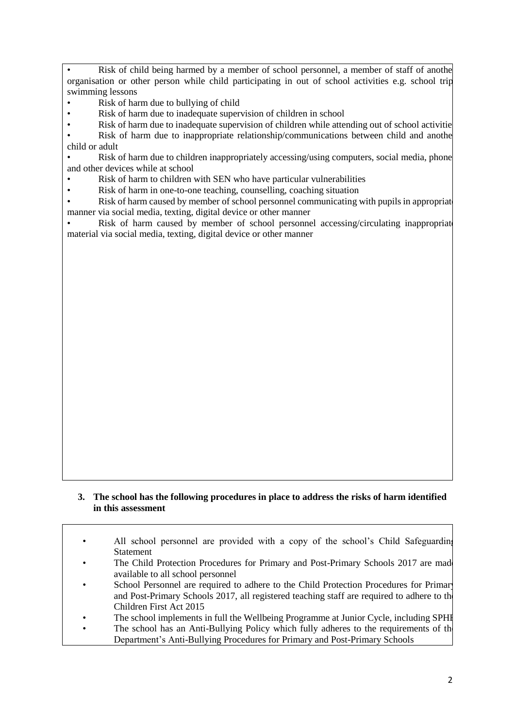- Risk of child being harmed by a member of school personnel, a member of staff of another organisation or other person while child participating in out of school activities e.g. school trip, swimming lessons
- Risk of harm due to bullying of child
- Risk of harm due to inadequate supervision of children in school
- Risk of harm due to inadequate supervision of children while attending out of school activities
- Risk of harm due to inappropriate relationship/communications between child and another child or adult
- Risk of harm due to children inappropriately accessing/using computers, social media, phones and other devices while at school
- Risk of harm to children with SEN who have particular vulnerabilities
- Risk of harm in one-to-one teaching, counselling, coaching situation
- Risk of harm caused by member of school personnel communicating with pupils in appropriate manner via social media, texting, digital device or other manner
- Risk of harm caused by member of school personnel accessing/circulating inappropriate material via social media, texting, digital device or other manner

**3. The school has the following procedures in place to address the risks of harm identified in this assessment**

- All school personnel are provided with a copy of the school's Child Safeguarding Statement
- The Child Protection Procedures for Primary and Post-Primary Schools 2017 are made available to all school personnel
- School Personnel are required to adhere to the Child Protection Procedures for Primary and Post-Primary Schools 2017, all registered teaching staff are required to adhere to the Children First Act 2015
- The school implements in full the Wellbeing Programme at Junior Cycle, including SPHE
- The school has an Anti-Bullying Policy which fully adheres to the requirements of the Department's Anti-Bullying Procedures for Primary and Post-Primary Schools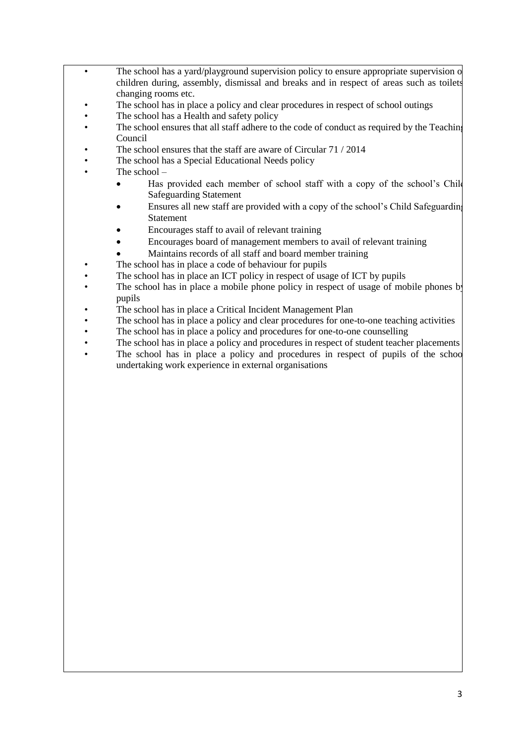- The school has a yard/playground supervision policy to ensure appropriate supervision of children during, assembly, dismissal and breaks and in respect of areas such as toilets changing rooms etc.
- The school has in place a policy and clear procedures in respect of school outings
- The school has a Health and safety policy
- The school ensures that all staff adhere to the code of conduct as required by the Teaching Council
- The school ensures that the staff are aware of Circular 71 / 2014
- The school has a Special Educational Needs policy
- The school –
  - Has provided each member of school staff with a copy of the school's Child Safeguarding Statement
  - Ensures all new staff are provided with a copy of the school's Child Safeguarding Statement
  - Encourages staff to avail of relevant training
  - Encourages board of management members to avail of relevant training
  - Maintains records of all staff and board member training
- The school has in place a code of behaviour for pupils
- The school has in place an ICT policy in respect of usage of ICT by pupils
- The school has in place a mobile phone policy in respect of usage of mobile phones by pupils
- The school has in place a Critical Incident Management Plan
- The school has in place a policy and clear procedures for one-to-one teaching activities
- The school has in place a policy and procedures for one-to-one counselling
- The school has in place a policy and procedures in respect of student teacher placements
- The school has in place a policy and procedures in respect of pupils of the school undertaking work experience in external organisations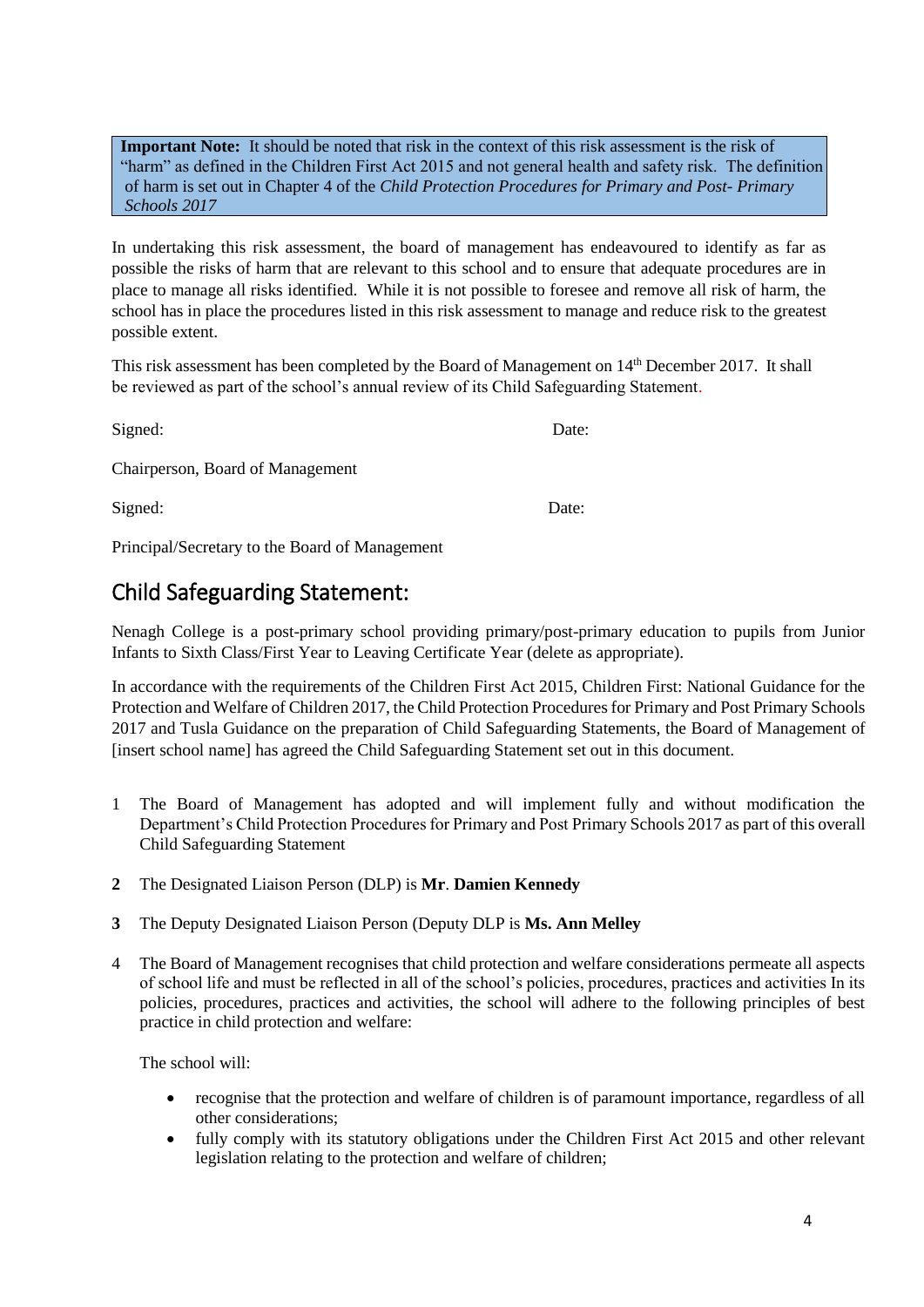**Important Note:** It should be noted that risk in the context of this risk assessment is the risk of "harm" as defined in the Children First Act 2015 and not general health and safety risk. The definition of harm is set out in Chapter 4 of the *Child Protection Procedures for Primary and Post- Primary Schools 2017*

In undertaking this risk assessment, the board of management has endeavoured to identify as far as possible the risks of harm that are relevant to this school and to ensure that adequate procedures are in place to manage all risks identified. While it is not possible to foresee and remove all risk of harm, the school has in place the procedures listed in this risk assessment to manage and reduce risk to the greatest possible extent.

This risk assessment has been completed by the Board of Management on 14th December 2017. It shall be reviewed as part of the school's annual review of its Child Safeguarding Statement.

Signed: Date:

Chairperson, Board of Management

Signed: Date:

Principal/Secretary to the Board of Management

## Child Safeguarding Statement:

Nenagh College is a post-primary school providing primary/post-primary education to pupils from Junior Infants to Sixth Class/First Year to Leaving Certificate Year (delete as appropriate).

In accordance with the requirements of the Children First Act 2015, Children First: National Guidance for the Protection and Welfare of Children 2017, the Child Protection Procedures for Primary and Post Primary Schools 2017 and Tusla Guidance on the preparation of Child Safeguarding Statements, the Board of Management of [insert school name] has agreed the Child Safeguarding Statement set out in this document.

1 The Board of Management has adopted and will implement fully and without modification the Department's Child Protection Procedures for Primary and Post Primary Schools 2017 as part of this overall Child Safeguarding Statement

**2** The Designated Liaison Person (DLP) is **Mr**. **Damien Kennedy**

**3** The Deputy Designated Liaison Person (Deputy DLP is **Ms. Ann Melley**

4 The Board of Management recognises that child protection and welfare considerations permeate all aspects of school life and must be reflected in all of the school's policies, procedures, practices and activities In its policies, procedures, practices and activities, the school will adhere to the following principles of best practice in child protection and welfare:

The school will:

- recognise that the protection and welfare of children is of paramount importance, regardless of all other considerations;
- fully comply with its statutory obligations under the Children First Act 2015 and other relevant legislation relating to the protection and welfare of children;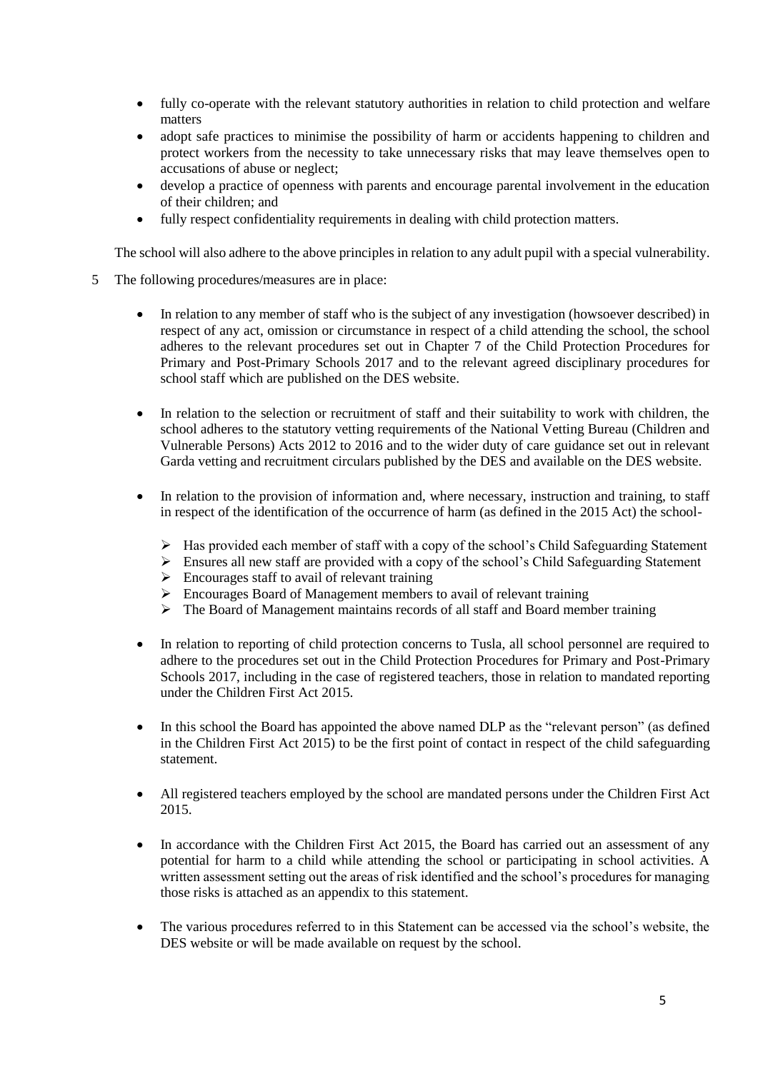- fully co-operate with the relevant statutory authorities in relation to child protection and welfare matters
- adopt safe practices to minimise the possibility of harm or accidents happening to children and protect workers from the necessity to take unnecessary risks that may leave themselves open to accusations of abuse or neglect;
- develop a practice of openness with parents and encourage parental involvement in the education of their children; and
- fully respect confidentiality requirements in dealing with child protection matters.

The school will also adhere to the above principles in relation to any adult pupil with a special vulnerability.

5 The following procedures/measures are in place:

- In relation to any member of staff who is the subject of any investigation (howsoever described) in respect of any act, omission or circumstance in respect of a child attending the school, the school adheres to the relevant procedures set out in Chapter 7 of the Child Protection Procedures for Primary and Post-Primary Schools 2017 and to the relevant agreed disciplinary procedures for school staff which are published on the DES website.

- In relation to the selection or recruitment of staff and their suitability to work with children, the school adheres to the statutory vetting requirements of the National Vetting Bureau (Children and Vulnerable Persons) Acts 2012 to 2016 and to the wider duty of care guidance set out in relevant Garda vetting and recruitment circulars published by the DES and available on the DES website.

- In relation to the provision of information and, where necessary, instruction and training, to staff in respect of the identification of the occurrence of harm (as defined in the 2015 Act) the school-
  - Has provided each member of staff with a copy of the school's Child Safeguarding Statement
  - Ensures all new staff are provided with a copy of the school's Child Safeguarding Statement
  - Encourages staff to avail of relevant training
  - Encourages Board of Management members to avail of relevant training
  - The Board of Management maintains records of all staff and Board member training

- In relation to reporting of child protection concerns to Tusla, all school personnel are required to adhere to the procedures set out in the Child Protection Procedures for Primary and Post-Primary Schools 2017, including in the case of registered teachers, those in relation to mandated reporting under the Children First Act 2015.

- In this school the Board has appointed the above named DLP as the "relevant person" (as defined in the Children First Act 2015) to be the first point of contact in respect of the child safeguarding statement.

- All registered teachers employed by the school are mandated persons under the Children First Act 2015.

- In accordance with the Children First Act 2015, the Board has carried out an assessment of any potential for harm to a child while attending the school or participating in school activities. A written assessment setting out the areas of risk identified and the school's procedures for managing those risks is attached as an appendix to this statement.

- The various procedures referred to in this Statement can be accessed via the school's website, the DES website or will be made available on request by the school.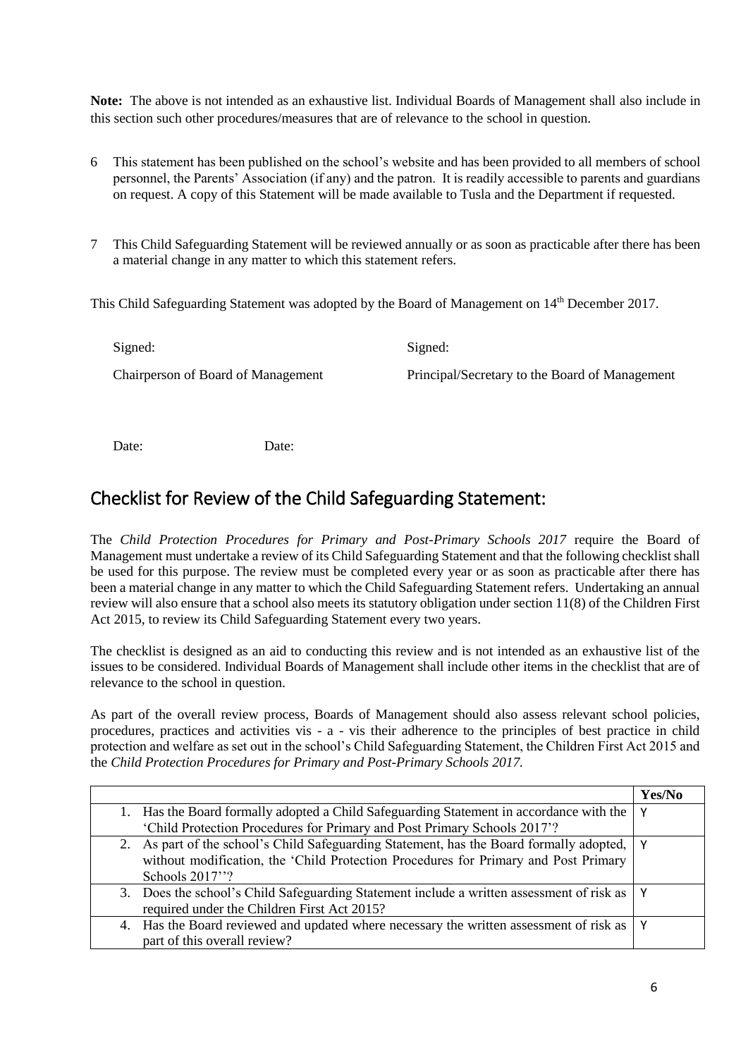**Note:** The above is not intended as an exhaustive list. Individual Boards of Management shall also include in this section such other procedures/measures that are of relevance to the school in question.

6 This statement has been published on the school's website and has been provided to all members of school personnel, the Parents' Association (if any) and the patron. It is readily accessible to parents and guardians on request. A copy of this Statement will be made available to Tusla and the Department if requested.

7 This Child Safeguarding Statement will be reviewed annually or as soon as practicable after there has been a material change in any matter to which this statement refers.

This Child Safeguarding Statement was adopted by the Board of Management on 14th December 2017.

Signed: Signed:

Chairperson of Board of Management Principal/Secretary to the Board of Management

Date: Date:

## Checklist for Review of the Child Safeguarding Statement:

The *Child Protection Procedures for Primary and Post-Primary Schools 2017* require the Board of Management must undertake a review of its Child Safeguarding Statement and that the following checklist shall be used for this purpose. The review must be completed every year or as soon as practicable after there has been a material change in any matter to which the Child Safeguarding Statement refers. Undertaking an annual review will also ensure that a school also meets its statutory obligation under section 11(8) of the Children First Act 2015, to review its Child Safeguarding Statement every two years.

The checklist is designed as an aid to conducting this review and is not intended as an exhaustive list of the issues to be considered. Individual Boards of Management shall include other items in the checklist that are of relevance to the school in question.

As part of the overall review process, Boards of Management should also assess relevant school policies, procedures, practices and activities vis - a - vis their adherence to the principles of best practice in child protection and welfare as set out in the school's Child Safeguarding Statement, the Children First Act 2015 and the *Child Protection Procedures for Primary and Post-Primary Schools 2017.*

| | Yes/No |
|---|---|
| 1. Has the Board formally adopted a Child Safeguarding Statement in accordance with the 'Child Protection Procedures for Primary and Post Primary Schools 2017'? | Y |
| 2. As part of the school's Child Safeguarding Statement, has the Board formally adopted, without modification, the 'Child Protection Procedures for Primary and Post Primary Schools 2017''? | Y |
| 3. Does the school's Child Safeguarding Statement include a written assessment of risk as required under the Children First Act 2015? | Y |
| 4. Has the Board reviewed and updated where necessary the written assessment of risk as part of this overall review? | Y |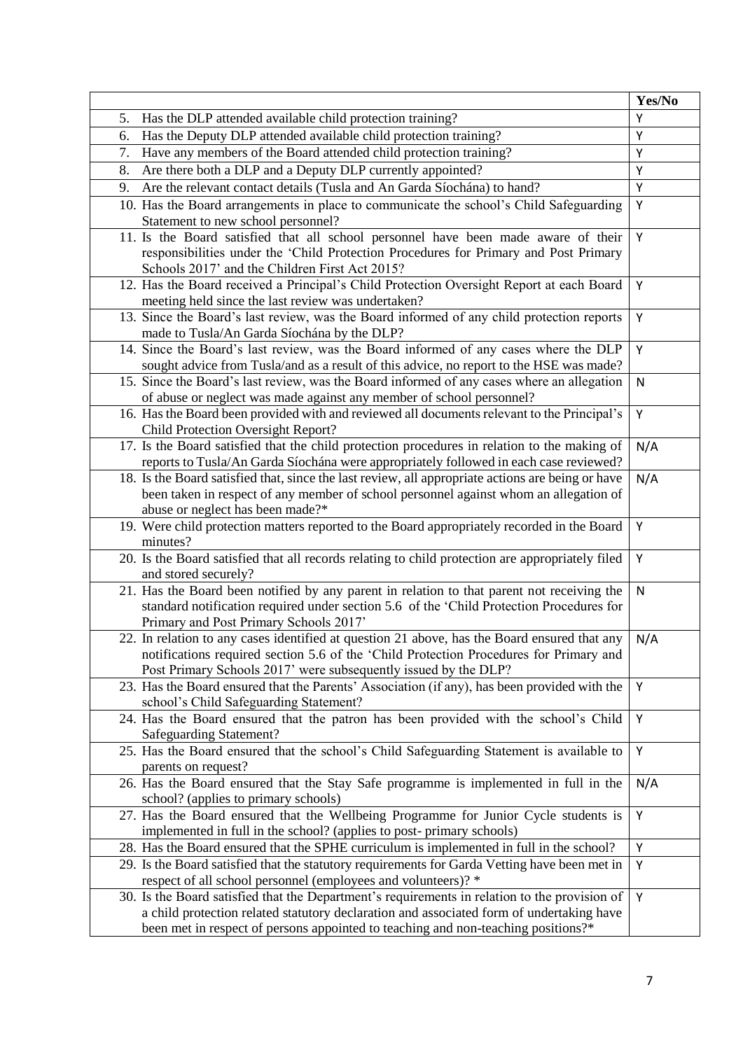| | Yes/No |
|---|---|
| 5. Has the DLP attended available child protection training? | Y |
| 6. Has the Deputy DLP attended available child protection training? | Y |
| 7. Have any members of the Board attended child protection training? | Y |
| 8. Are there both a DLP and a Deputy DLP currently appointed? | Y |
| 9. Are the relevant contact details (Tusla and An Garda Síochána) to hand? | Y |
| 10. Has the Board arrangements in place to communicate the school's Child Safeguarding Statement to new school personnel? | Y |
| 11. Is the Board satisfied that all school personnel have been made aware of their responsibilities under the 'Child Protection Procedures for Primary and Post Primary Schools 2017' and the Children First Act 2015? | Y |
| 12. Has the Board received a Principal's Child Protection Oversight Report at each Board meeting held since the last review was undertaken? | Y |
| 13. Since the Board's last review, was the Board informed of any child protection reports made to Tusla/An Garda Síochána by the DLP? | Y |
| 14. Since the Board's last review, was the Board informed of any cases where the DLP sought advice from Tusla/and as a result of this advice, no report to the HSE was made? | Y |
| 15. Since the Board's last review, was the Board informed of any cases where an allegation of abuse or neglect was made against any member of school personnel? | N |
| 16. Has the Board been provided with and reviewed all documents relevant to the Principal's Child Protection Oversight Report? | Y |
| 17. Is the Board satisfied that the child protection procedures in relation to the making of reports to Tusla/An Garda Síochána were appropriately followed in each case reviewed? | N/A |
| 18. Is the Board satisfied that, since the last review, all appropriate actions are being or have been taken in respect of any member of school personnel against whom an allegation of abuse or neglect has been made?* | N/A |
| 19. Were child protection matters reported to the Board appropriately recorded in the Board minutes? | Y |
| 20. Is the Board satisfied that all records relating to child protection are appropriately filed and stored securely? | Y |
| 21. Has the Board been notified by any parent in relation to that parent not receiving the standard notification required under section 5.6 of the 'Child Protection Procedures for Primary and Post Primary Schools 2017' | N |
| 22. In relation to any cases identified at question 21 above, has the Board ensured that any notifications required section 5.6 of the 'Child Protection Procedures for Primary and Post Primary Schools 2017' were subsequently issued by the DLP? | N/A |
| 23. Has the Board ensured that the Parents' Association (if any), has been provided with the school's Child Safeguarding Statement? | Y |
| 24. Has the Board ensured that the patron has been provided with the school's Child Safeguarding Statement? | Y |
| 25. Has the Board ensured that the school's Child Safeguarding Statement is available to parents on request? | Y |
| 26. Has the Board ensured that the Stay Safe programme is implemented in full in the school? (applies to primary schools) | N/A |
| 27. Has the Board ensured that the Wellbeing Programme for Junior Cycle students is implemented in full in the school? (applies to post- primary schools) | Y |
| 28. Has the Board ensured that the SPHE curriculum is implemented in full in the school? | Y |
| 29. Is the Board satisfied that the statutory requirements for Garda Vetting have been met in respect of all school personnel (employees and volunteers)? * | Y |
| 30. Is the Board satisfied that the Department's requirements in relation to the provision of a child protection related statutory declaration and associated form of undertaking have been met in respect of persons appointed to teaching and non-teaching positions?* | Y |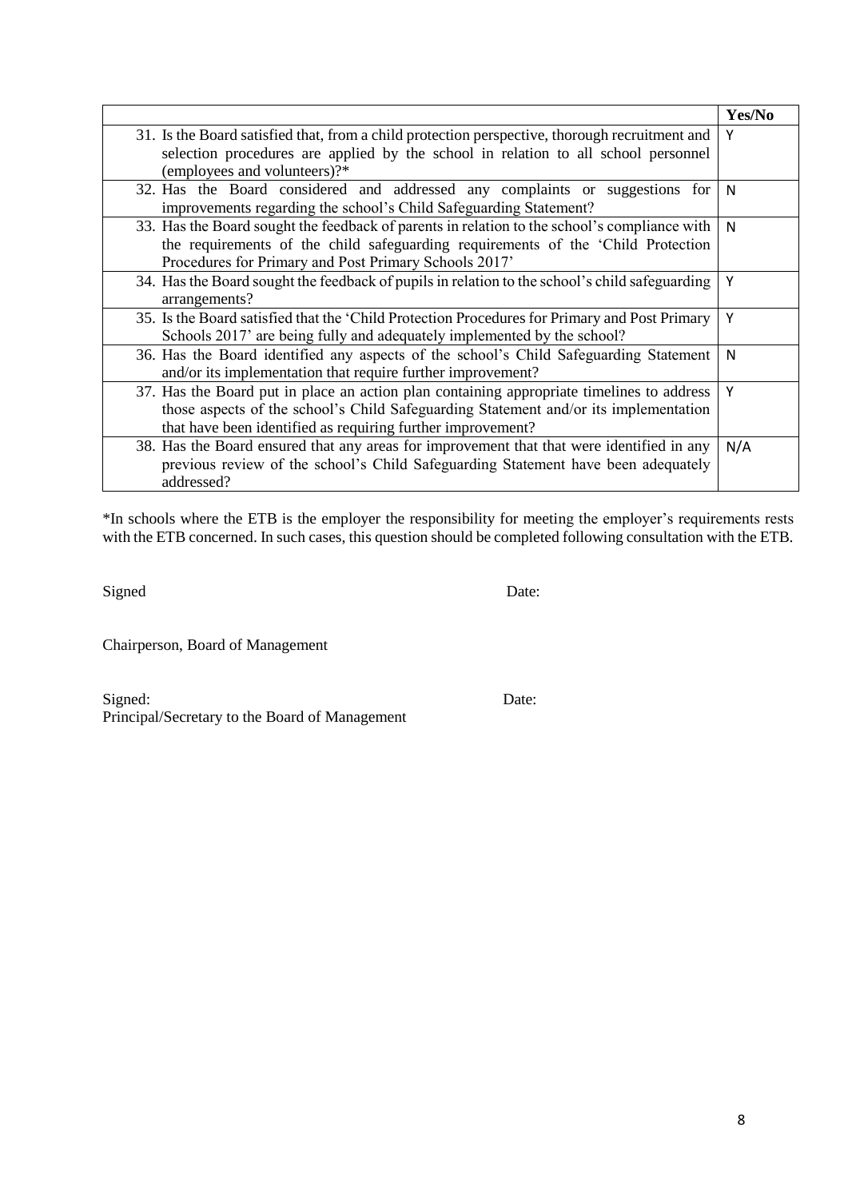| | Yes/No |
|---|---|
| 31. Is the Board satisfied that, from a child protection perspective, thorough recruitment and selection procedures are applied by the school in relation to all school personnel (employees and volunteers)?* | Y |
| 32. Has the Board considered and addressed any complaints or suggestions for improvements regarding the school's Child Safeguarding Statement? | N |
| 33. Has the Board sought the feedback of parents in relation to the school's compliance with the requirements of the child safeguarding requirements of the 'Child Protection Procedures for Primary and Post Primary Schools 2017' | N |
| 34. Has the Board sought the feedback of pupils in relation to the school's child safeguarding arrangements? | Y |
| 35. Is the Board satisfied that the 'Child Protection Procedures for Primary and Post Primary Schools 2017' are being fully and adequately implemented by the school? | Y |
| 36. Has the Board identified any aspects of the school's Child Safeguarding Statement and/or its implementation that require further improvement? | N |
| 37. Has the Board put in place an action plan containing appropriate timelines to address those aspects of the school's Child Safeguarding Statement and/or its implementation that have been identified as requiring further improvement? | Y |
| 38. Has the Board ensured that any areas for improvement that that were identified in any previous review of the school's Child Safeguarding Statement have been adequately addressed? | N/A |

*In schools where the ETB is the employer the responsibility for meeting the employer's requirements rests with the ETB concerned. In such cases, this question should be completed following consultation with the ETB.

Signed Date:

Chairperson, Board of Management

Signed: Date:
Principal/Secretary to the Board of Management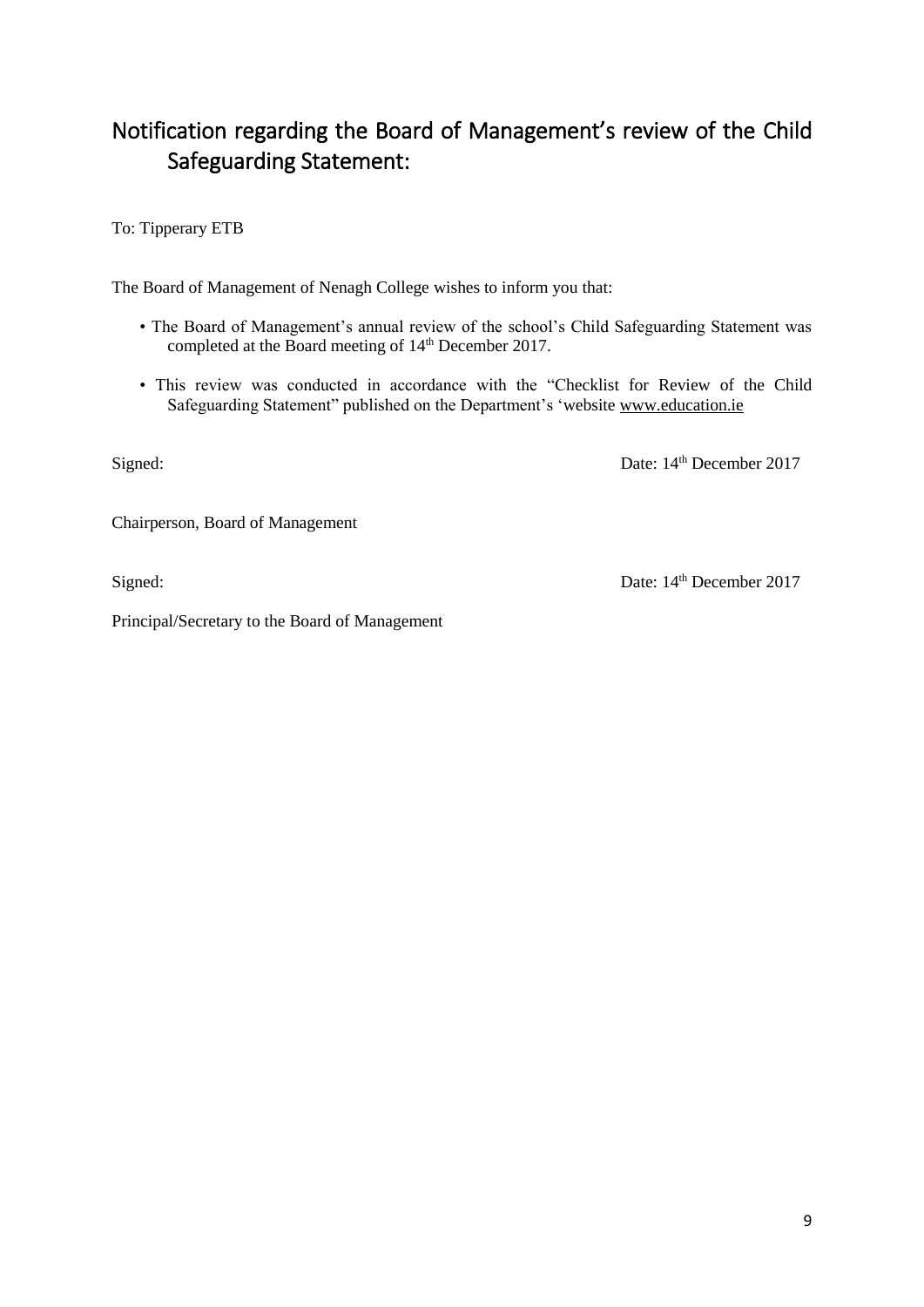## Notification regarding the Board of Management's review of the Child Safeguarding Statement:

To: Tipperary ETB

The Board of Management of Nenagh College wishes to inform you that:

- The Board of Management's annual review of the school's Child Safeguarding Statement was completed at the Board meeting of 14th December 2017.
- This review was conducted in accordance with the "Checklist for Review of the Child Safeguarding Statement" published on the Department's 'website www.education.ie

Signed: Date: 14th December 2017

Chairperson, Board of Management

Signed: Date: 14th December 2017

Principal/Secretary to the Board of Management